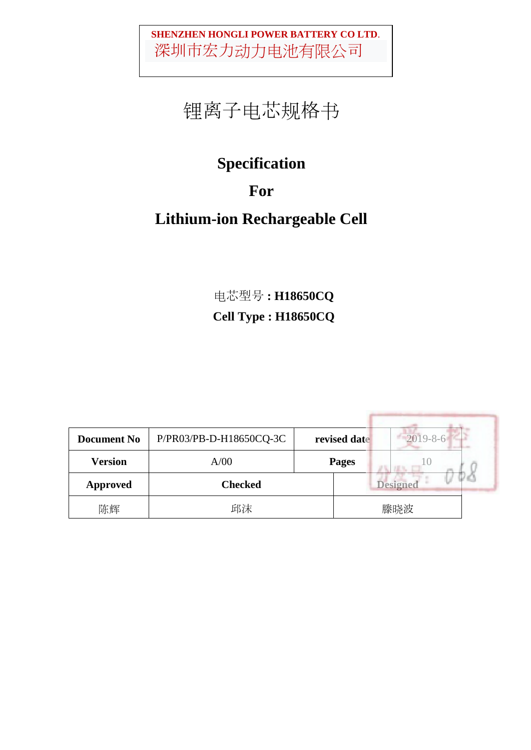**SHENZHEN HONGLI POWER BATTERY CO LTD.**
深圳市宏力动力电池有限公司

# 锂离子电芯规格书

# Specification

# For

# Lithium-ion Rechargeable Cell

电芯型号 **: H18650CQ**

**Cell Type : H18650CQ**

| **Document No** | P/PR03/PB-D-H18650CQ-3C | **revised date** | 2019-8-6 |
|---|---|---|---|
| **Version** | A/00 | **Pages** | 10 |
| **Approved** | **Checked** | **Designed** | |
| 陈辉 | 邱沫 | 滕晓波 | |

受控
分发号：068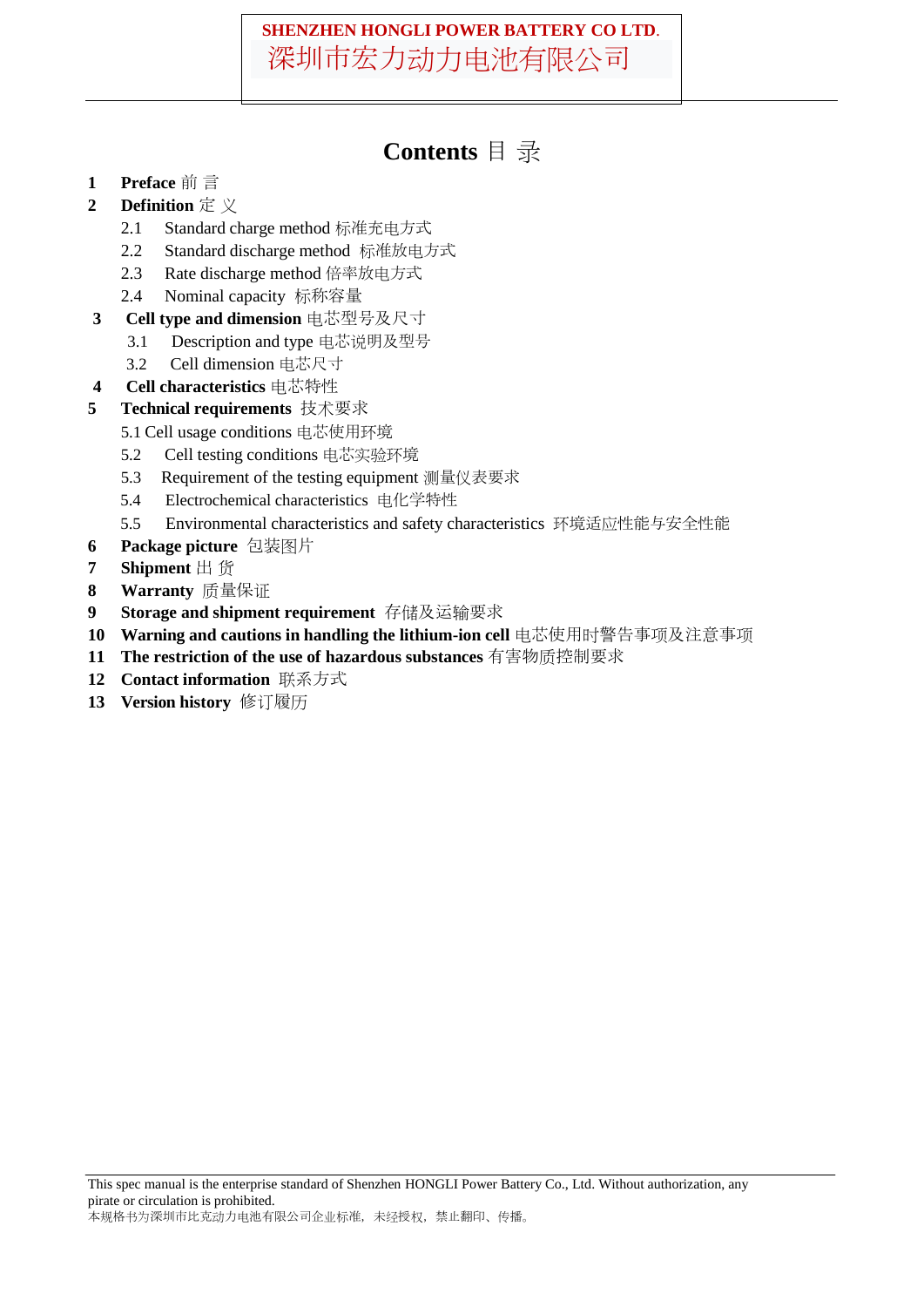# Contents 目 录

1. **Preface** 前 言
2. **Definition** 定 义
   - 2.1 Standard charge method 标准充电方式
   - 2.2 Standard discharge method 标准放电方式
   - 2.3 Rate discharge method 倍率放电方式
   - 2.4 Nominal capacity 标称容量
3. **Cell type and dimension** 电芯型号及尺寸
   - 3.1 Description and type 电芯说明及型号
   - 3.2 Cell dimension 电芯尺寸
4. **Cell characteristics** 电芯特性
5. **Technical requirements** 技术要求
   - 5.1 Cell usage conditions 电芯使用环境
   - 5.2 Cell testing conditions 电芯实验环境
   - 5.3 Requirement of the testing equipment 测量仪表要求
   - 5.4 Electrochemical characteristics 电化学特性
   - 5.5 Environmental characteristics and safety characteristics 环境适应性能与安全性能
6. **Package picture** 包装图片
7. **Shipment** 出 货
8. **Warranty** 质量保证
9. **Storage and shipment requirement** 存储及运输要求
10. **Warning and cautions in handling the lithium-ion cell** 电芯使用时警告事项及注意事项
11. **The restriction of the use of hazardous substances** 有害物质控制要求
12. **Contact information** 联系方式
13. **Version history** 修订履历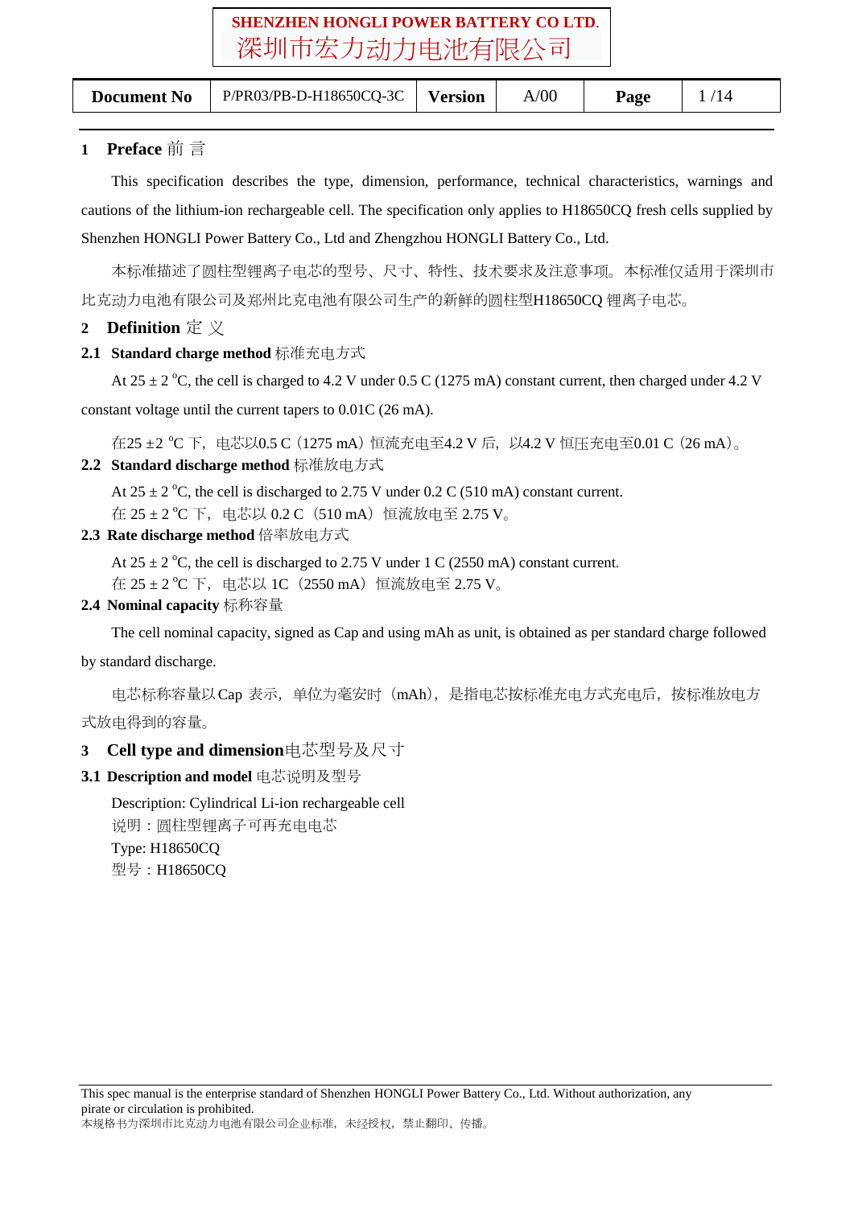## 1 Preface 前 言

This specification describes the type, dimension, performance, technical characteristics, warnings and cautions of the lithium-ion rechargeable cell. The specification only applies to H18650CQ fresh cells supplied by Shenzhen HONGLI Power Battery Co., Ltd and Zhengzhou HONGLI Battery Co., Ltd.

本标准描述了圆柱型锂离子电芯的型号、尺寸、特性、技术要求及注意事项。本标准仅适用于深圳市比克动力电池有限公司及郑州比克电池有限公司生产的新鲜的圆柱型H18650CQ 锂离子电芯。

## 2 Definition 定 义

### 2.1 Standard charge method 标准充电方式

At 25 ± 2 °C, the cell is charged to 4.2 V under 0.5 C (1275 mA) constant current, then charged under 4.2 V constant voltage until the current tapers to 0.01C (26 mA).

在25 ±2 °C 下，电芯以0.5 C（1275 mA）恒流充电至4.2 V 后，以4.2 V 恒压充电至0.01 C（26 mA）。

### 2.2 Standard discharge method 标准放电方式

At 25 ± 2 °C, the cell is discharged to 2.75 V under 0.2 C (510 mA) constant current.
在 25 ± 2 °C 下，电芯以 0.2 C（510 mA）恒流放电至 2.75 V。

### 2.3 Rate discharge method 倍率放电方式

At 25 ± 2 °C, the cell is discharged to 2.75 V under 1 C (2550 mA) constant current.
在 25 ± 2 °C 下，电芯以 1C（2550 mA）恒流放电至 2.75 V。

### 2.4 Nominal capacity 标称容量

The cell nominal capacity, signed as Cap and using mAh as unit, is obtained as per standard charge followed by standard discharge.

电芯标称容量以Cap 表示，单位为毫安时（mAh），是指电芯按标准充电方式充电后，按标准放电方式放电得到的容量。

## 3 Cell type and dimension电芯型号及尺寸

### 3.1 Description and model 电芯说明及型号

Description: Cylindrical Li-ion rechargeable cell
说明：圆柱型锂离子可再充电电芯
Type: H18650CQ
型号：H18650CQ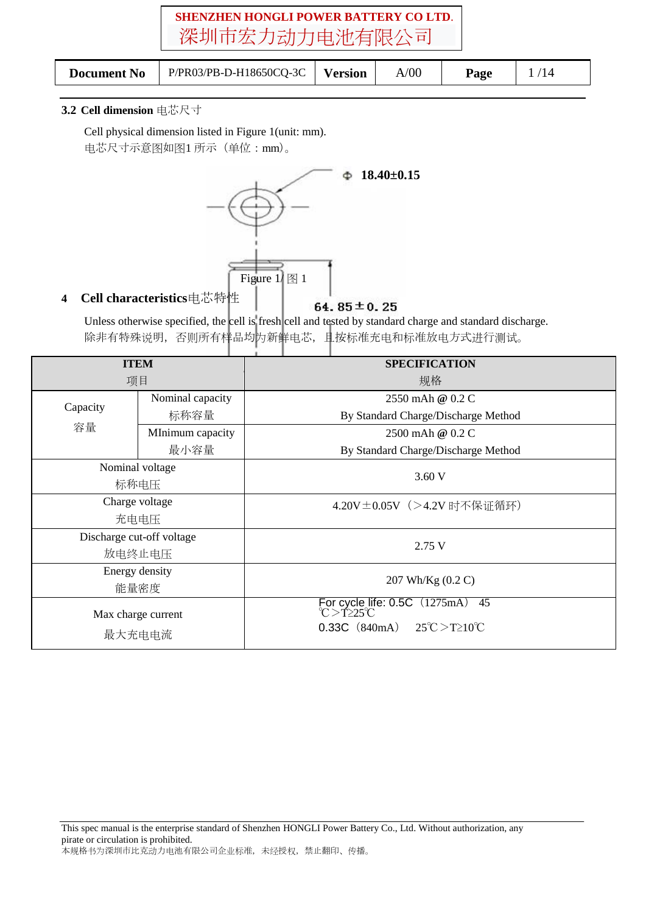### 3.2 Cell dimension 电芯尺寸

Cell physical dimension listed in Figure 1(unit: mm).
电芯尺寸示意图如图1 所示（单位：mm)。

Φ 18.40±0.15

64. 85±0. 25

Figure 1/ 图 1

## 4 Cell characteristics电芯特性

Unless otherwise specified, the cell is fresh cell and tested by standard charge and standard discharge.
除非有特殊说明，否则所有样品均为新鲜电芯，且按标准充电和标准放电方式进行测试。

| ITEM 项目 | | SPECIFICATION 规格 |
|---|---|---|
| Capacity 容量 | Nominal capacity 标称容量 | 2550 mAh @ 0.2 C By Standard Charge/Discharge Method |
| | MInimum capacity 最小容量 | 2500 mAh @ 0.2 C By Standard Charge/Discharge Method |
| Nominal voltage 标称电压 | | 3.60 V |
| Charge voltage 充电电压 | | 4.20V±0.05V（>4.2V 时不保证循环） |
| Discharge cut-off voltage 放电终止电压 | | 2.75 V |
| Energy density 能量密度 | | 207 Wh/Kg (0.2 C) |
| Max charge current 最大充电电流 | | For cycle life: 0.5C（1275mA） 45℃>T≥25℃<br>0.33C（840mA） 25℃>T≥10℃ |

This spec manual is the enterprise standard of Shenzhen HONGLI Power Battery Co., Ltd. Without authorization, any pirate or circulation is prohibited.
本规格书为深圳市比克动力电池有限公司企业标准，未经授权，禁止翻印、传播。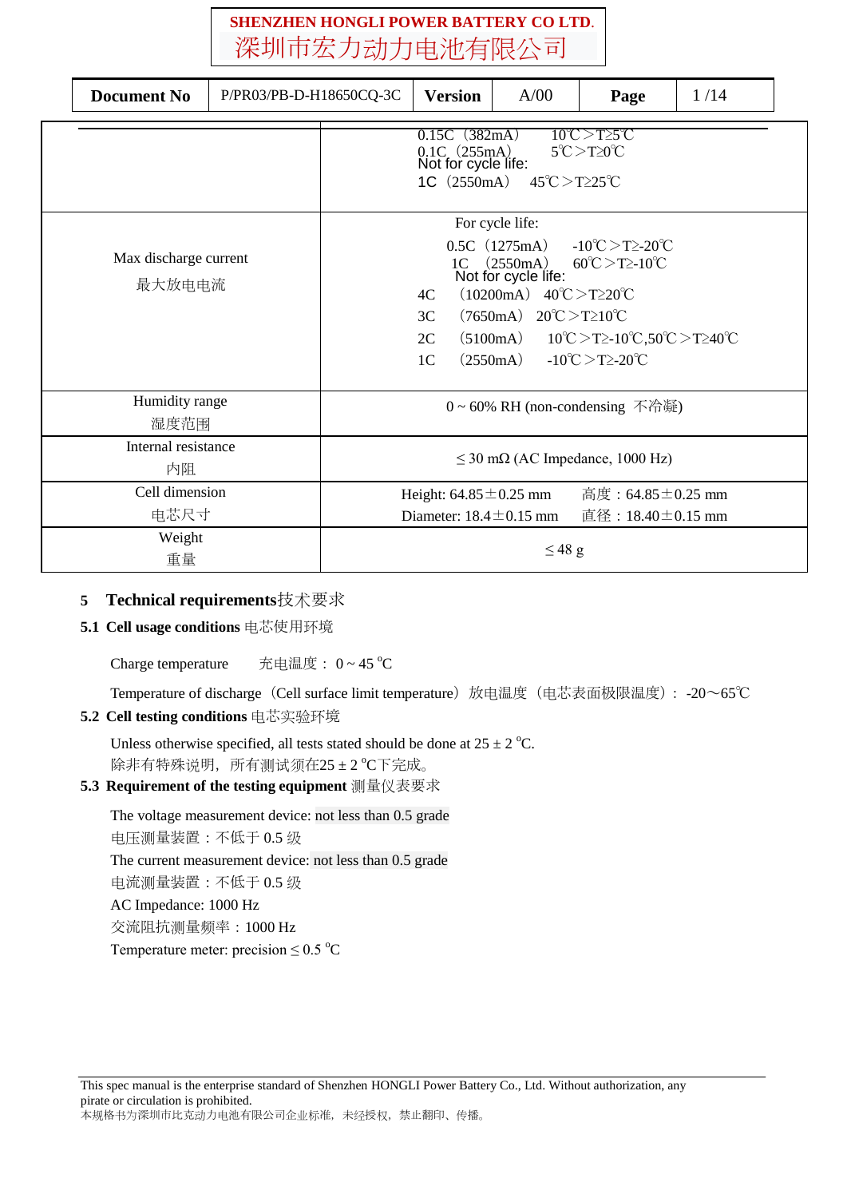| | |
|---|---|
| | 0.15C（382mA） 10℃＞T≥5℃<br>0.1C（255mA） 5℃＞T≥0℃<br>Not for cycle life:<br>1C（2550mA） 45℃＞T≥25℃ |
| Max discharge current<br>最大放电电流 | For cycle life:<br>0.5C（1275mA） -10℃＞T≥-20℃<br>1C （2550mA） 60℃＞T≥-10℃<br>Not for cycle life:<br>4C （10200mA） 40℃＞T≥20℃<br>3C （7650mA） 20℃＞T≥10℃<br>2C （5100mA） 10℃＞T≥-10℃,50℃＞T≥40℃<br>1C （2550mA） -10℃＞T≥-20℃ |
| Humidity range<br>湿度范围 | 0 ~ 60% RH (non-condensing 不冷凝) |
| Internal resistance<br>内阻 | ≤ 30 mΩ (AC Impedance, 1000 Hz) |
| Cell dimension<br>电芯尺寸 | Height: 64.85±0.25 mm 高度：64.85±0.25 mm<br>Diameter: 18.4±0.15 mm 直径：18.40±0.15 mm |
| Weight<br>重量 | ≤ 48 g |

# 5 Technical requirements技术要求

## 5.1 Cell usage conditions 电芯使用环境

Charge temperature 充电温度： 0 ~ 45 °C

Temperature of discharge（Cell surface limit temperature）放电温度（电芯表面极限温度）： -20～65℃

## 5.2 Cell testing conditions 电芯实验环境

Unless otherwise specified, all tests stated should be done at 25 ± 2 °C.
除非有特殊说明，所有测试须在25 ± 2 °C下完成。

## 5.3 Requirement of the testing equipment 测量仪表要求

The voltage measurement device: not less than 0.5 grade
电压测量装置：不低于 0.5 级
The current measurement device: not less than 0.5 grade
电流测量装置：不低于 0.5 级
AC Impedance: 1000 Hz
交流阻抗测量频率：1000 Hz
Temperature meter: precision ≤ 0.5 °C

This spec manual is the enterprise standard of Shenzhen HONGLI Power Battery Co., Ltd. Without authorization, any pirate or circulation is prohibited.
本规格书为深圳市比克动力电池有限公司企业标准，未经授权，禁止翻印、传播。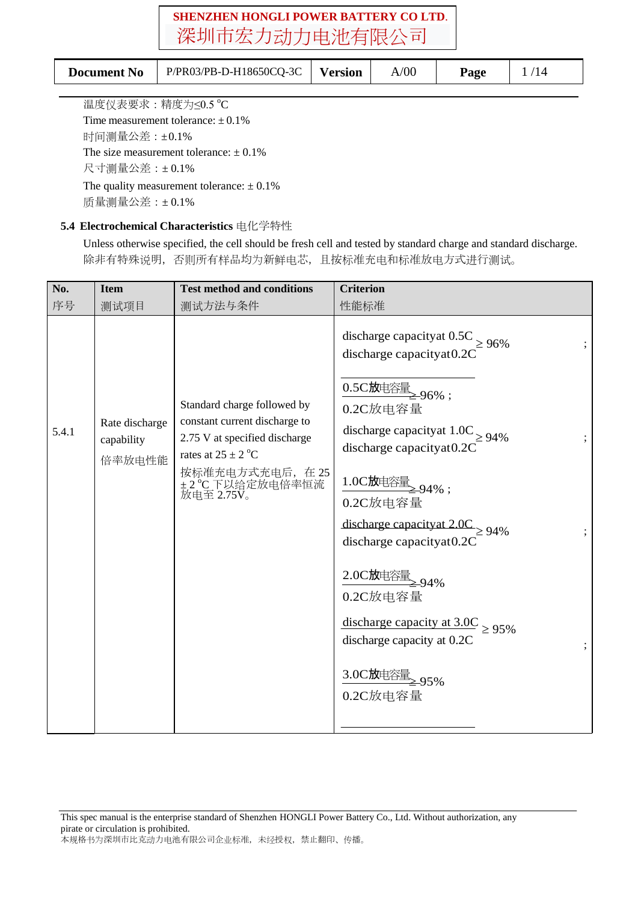温度仪表要求：精度为≤0.5 °C

Time measurement tolerance: ± 0.1%

时间测量公差：±0.1%

The size measurement tolerance: ± 0.1%

尺寸测量公差：± 0.1%

The quality measurement tolerance: ± 0.1%

质量测量公差：± 0.1%

### 5.4 Electrochemical Characteristics 电化学特性

Unless otherwise specified, the cell should be fresh cell and tested by standard charge and standard discharge.
除非有特殊说明， 否则所有样品均为新鲜电芯， 且按标准充电和标准放电方式进行测试。

| No. 序号 | Item 测试项目 | Test method and conditions 测试方法与条件 | Criterion 性能标准 |
|---|---|---|---|
| 5.4.1 | Rate discharge capability 倍率放电性能 | Standard charge followed by constant current discharge to 2.75 V at specified discharge rates at 25 ± 2 °C<br>按标准充电方式充电后，在 25 ± 2 °C 下以给定放电倍率恒流放电至 2.75V。 | $\frac{\text{discharge capacity at 0.5C}}{\text{discharge capacity at 0.2C}} \geq 96\%$;<br>$\frac{0.5\text{C放电容量}}{0.2\text{C放电容量}} \geq 96\%$;<br>$\frac{\text{discharge capacity at 1.0C}}{\text{discharge capacity at 0.2C}} \geq 94\%$;<br>$\frac{1.0\text{C放电容量}}{0.2\text{C放电容量}} \geq 94\%$;<br>$\frac{\text{discharge capacity at 2.0C}}{\text{discharge capacity at 0.2C}} \geq 94\%$;<br>$\frac{2.0\text{C放电容量}}{0.2\text{C放电容量}} \geq 94\%$<br>$\frac{\text{discharge capacity at 3.0C}}{\text{discharge capacity at 0.2C}} \geq 95\%$;<br>$\frac{3.0\text{C放电容量}}{0.2\text{C放电容量}} \geq 95\%$ |

This spec manual is the enterprise standard of Shenzhen HONGLI Power Battery Co., Ltd. Without authorization, any pirate or circulation is prohibited.
本规格书为深圳市比克动力电池有限公司企业标准，未经授权，禁止翻印、传播。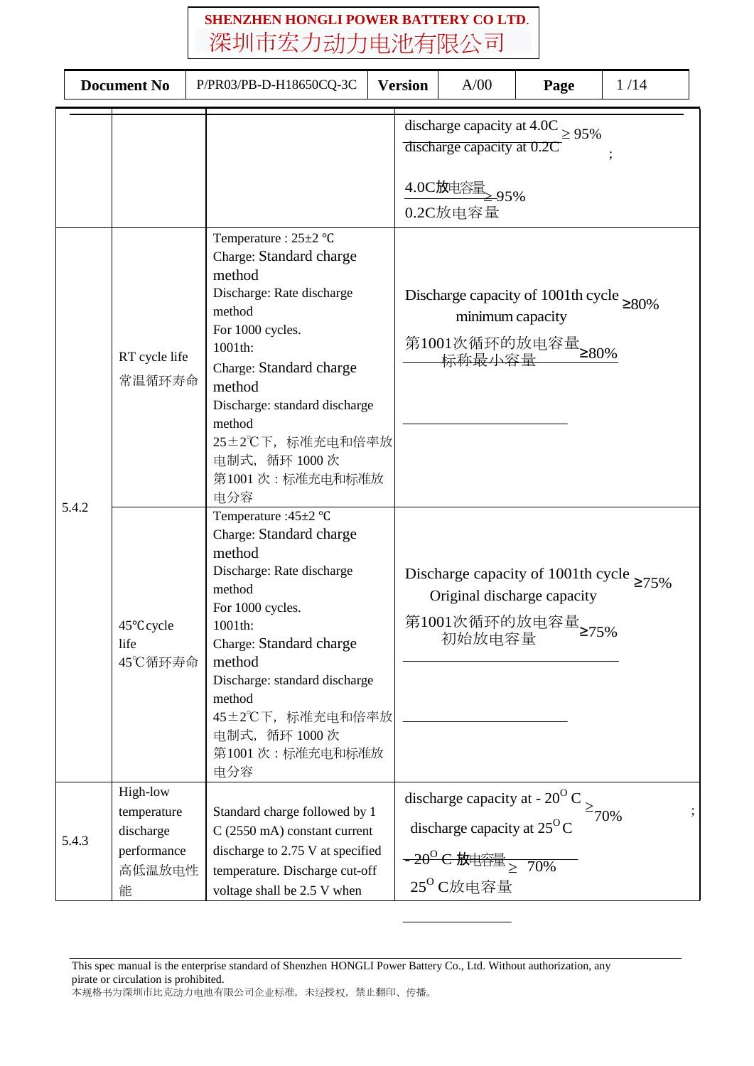| | | | |
|---|---|---|---|
| | | | $\frac{\text{discharge capacity at 4.0C}}{\text{discharge capacity at 0.2C}} \geq 95\%$ ;<br>$\frac{\text{4.0C放电容量}}{\text{0.2C放电容量}} \geq 95\%$ |
| 5.4.2 | RT cycle life<br>常温循环寿命 | Temperature : 25±2 ℃<br>Charge: Standard charge method<br>Discharge: Rate discharge method<br>For 1000 cycles.<br>1001th:<br>Charge: Standard charge method<br>Discharge: standard discharge method<br>25±2℃下，标准充电和倍率放电制式，循环 1000 次<br>第1001 次：标准充电和标准放电分容 | $\frac{\text{Discharge capacity of 1001th cycle}}{\text{minimum capacity}} \geq 80\%$<br>$\frac{\text{第1001次循环的放电容量}}{\text{标称最小容量}} \geq 80\%$ |
| | 45℃cycle life<br>45℃循环寿命 | Temperature :45±2 ℃<br>Charge: Standard charge method<br>Discharge: Rate discharge method<br>For 1000 cycles.<br>1001th:<br>Charge: Standard charge method<br>Discharge: standard discharge method<br>45±2℃下，标准充电和倍率放电制式，循环 1000 次<br>第1001 次：标准充电和标准放电分容 | $\frac{\text{Discharge capacity of 1001th cycle}}{\text{Original discharge capacity}} \geq 75\%$<br>$\frac{\text{第1001次循环的放电容量}}{\text{初始放电容量}} \geq 75\%$ |
| 5.4.3 | High-low temperature discharge performance<br>高低温放电性能 | Standard charge followed by 1 C (2550 mA) constant current discharge to 2.75 V at specified temperature. Discharge cut-off voltage shall be 2.5 V when | $\frac{\text{discharge capacity at -}20^{O}\text{C}}{\text{discharge capacity at }25^{O}\text{C}} \geq 70\%$ ;<br>$\frac{-20^{O}\text{C 放电容量}}{25^{O}\text{C放电容量}} \geq 70\%$ |

This spec manual is the enterprise standard of Shenzhen HONGLI Power Battery Co., Ltd. Without authorization, any pirate or circulation is prohibited.
本规格书为深圳市比克动力电池有限公司企业标准，未经授权，禁止翻印、传播。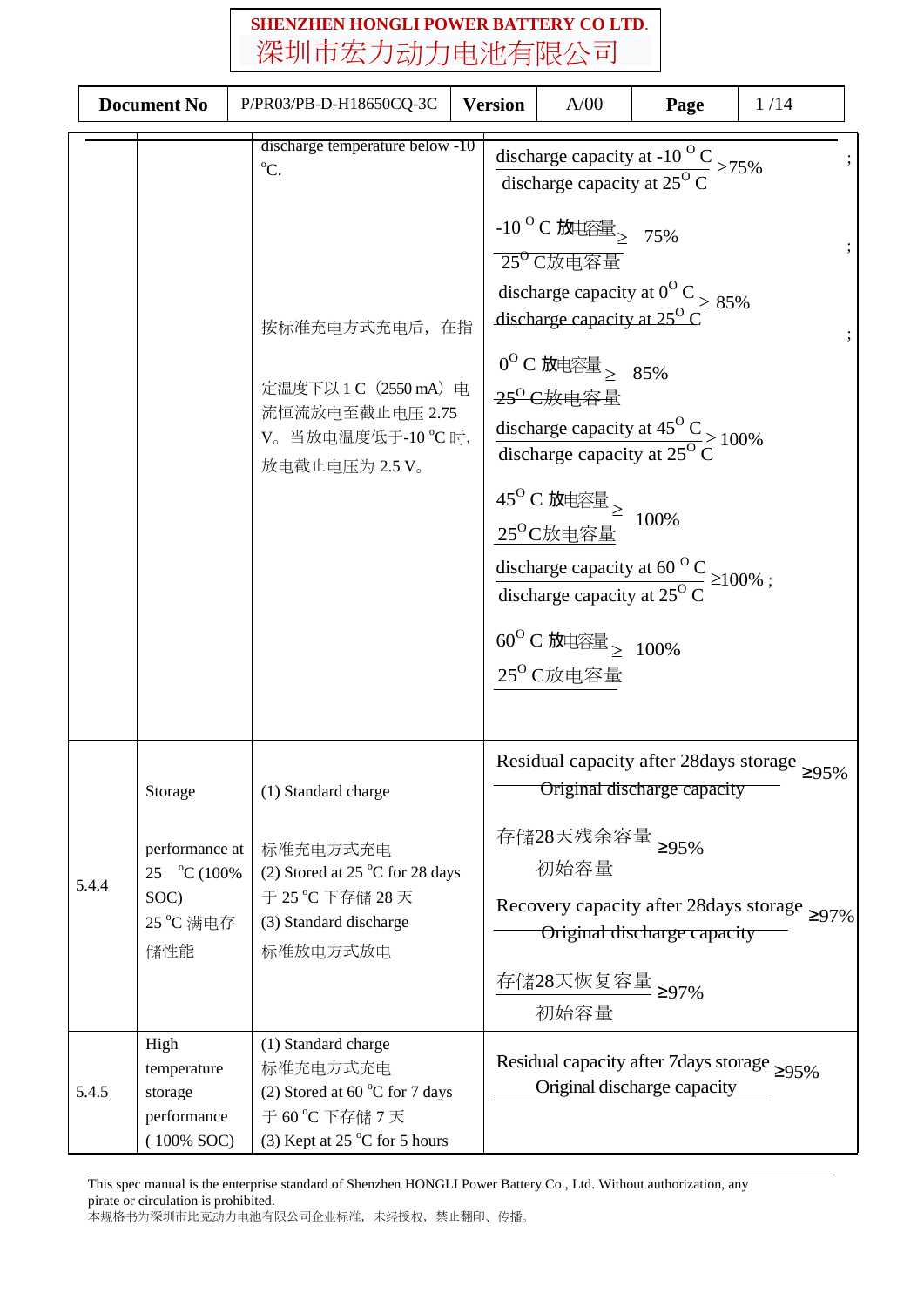| | | | |
|---|---|---|---|
| | | discharge temperature below -10 °C.<br><br>按标准充电方式充电后，在指<br><br>定温度下以 1 C（2550 mA）电流恒流放电至截止电压 2.75 V。当放电温度低于-10 °C 时，放电截止电压为 2.5 V。 | $\frac{\text{discharge capacity at -10 }^{O}\text{C}}{\text{discharge capacity at 25}^{O}\text{C}} \geq 75\%$ ;<br><br>$\frac{\text{-10 }^{O}\text{C 放电容量}}{\text{25}^{O}\text{C放电容量}} \geq 75\%$ ;<br><br>$\frac{\text{discharge capacity at 0}^{O}\text{C}}{\text{discharge capacity at 25}^{O}\text{C}} \geq 85\%$ ;<br><br>$\frac{\text{0}^{O}\text{C 放电容量}}{\text{25}^{O}\text{C放电容量}} \geq 85\%$<br><br>$\frac{\text{discharge capacity at 45}^{O}\text{C}}{\text{discharge capacity at 25}^{O}\text{C}} \geq 100\%$<br><br>$\frac{\text{45}^{O}\text{C 放电容量}}{\text{25}^{O}\text{C放电容量}} \geq 100\%$<br><br>$\frac{\text{discharge capacity at 60 }^{O}\text{C}}{\text{discharge capacity at 25}^{O}\text{C}} \geq 100\%$ ;<br><br>$\frac{\text{60}^{O}\text{C 放电容量}}{\text{25}^{O}\text{C放电容量}} \geq 100\%$ |
| 5.4.4 | Storage<br><br>performance at 25 °C (100% SOC)<br>25 °C 满电存储性能 | (1) Standard charge<br><br>标准充电方式充电<br>(2) Stored at 25 °C for 28 days<br>于 25 °C 下存储 28 天<br>(3) Standard discharge<br>标准放电方式放电 | $\frac{\text{Residual capacity after 28days storage}}{\text{Original discharge capacity}} \geq 95\%$<br><br>$\frac{\text{存储28天残余容量}}{\text{初始容量}} \geq 95\%$<br><br>$\frac{\text{Recovery capacity after 28days storage}}{\text{Original discharge capacity}} \geq 97\%$<br><br>$\frac{\text{存储28天恢复容量}}{\text{初始容量}} \geq 97\%$ |
| 5.4.5 | High temperature storage performance ( 100% SOC) | (1) Standard charge<br>标准充电方式充电<br>(2) Stored at 60 °C for 7 days<br>于 60 °C 下存储 7 天<br>(3) Kept at 25 °C for 5 hours | $\frac{\text{Residual capacity after 7days storage}}{\text{Original discharge capacity}} \geq 95\%$ |

This spec manual is the enterprise standard of Shenzhen HONGLI Power Battery Co., Ltd. Without authorization, any pirate or circulation is prohibited.
本规格书为深圳市比克动力电池有限公司企业标准，未经授权，禁止翻印、传播。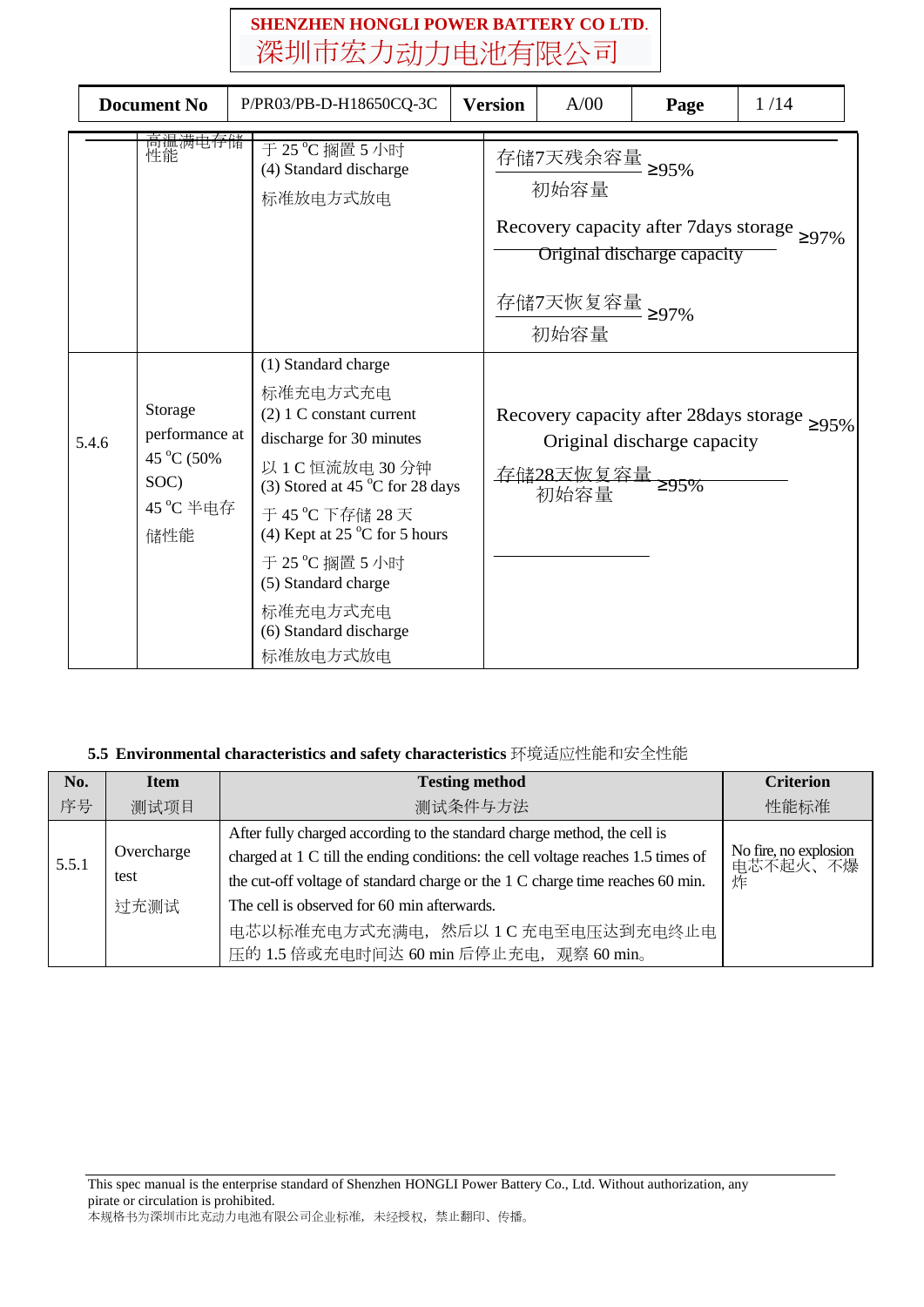| | 高温满电存储性能 | 于 25 °C 搁置 5 小时<br>(4) Standard discharge<br>标准放电方式放电 | 存储7天残余容量 / 初始容量 ≥95%<br>Recovery capacity after 7days storage / Original discharge capacity ≥97%<br>存储7天恢复容量 / 初始容量 ≥97% |
|---|---|---|---|
| 5.4.6 | Storage performance at 45 °C (50% SOC)<br>45 °C 半电存储性能 | (1) Standard charge<br>标准充电方式充电<br>(2) 1 C constant current discharge for 30 minutes<br>以 1 C 恒流放电 30 分钟<br>(3) Stored at 45 °C for 28 days<br>于 45 °C 下存储 28 天<br>(4) Kept at 25 °C for 5 hours<br>于 25 °C 搁置 5 小时<br>(5) Standard charge<br>标准充电方式充电<br>(6) Standard discharge<br>标准放电方式放电 | Recovery capacity after 28days storage / Original discharge capacity ≥95%<br>存储28天恢复容量 / 初始容量 ≥95% |

**5.5 Environmental characteristics and safety characteristics** 环境适应性能和安全性能

| No.<br>序号 | Item<br>测试项目 | Testing method<br>测试条件与方法 | Criterion<br>性能标准 |
|---|---|---|---|
| 5.5.1 | Overcharge test<br>过充测试 | After fully charged according to the standard charge method, the cell is charged at 1 C till the ending conditions: the cell voltage reaches 1.5 times of the cut-off voltage of standard charge or the 1 C charge time reaches 60 min. The cell is observed for 60 min afterwards.<br>电芯以标准充电方式充满电，然后以 1 C 充电至电压达到充电终止电压的 1.5 倍或充电时间达 60 min 后停止充电，观察 60 min。 | No fire, no explosion<br>电芯不起火、不爆炸 |

This spec manual is the enterprise standard of Shenzhen HONGLI Power Battery Co., Ltd. Without authorization, any pirate or circulation is prohibited.
本规格书为深圳市比克动力电池有限公司企业标准，未经授权，禁止翻印、传播。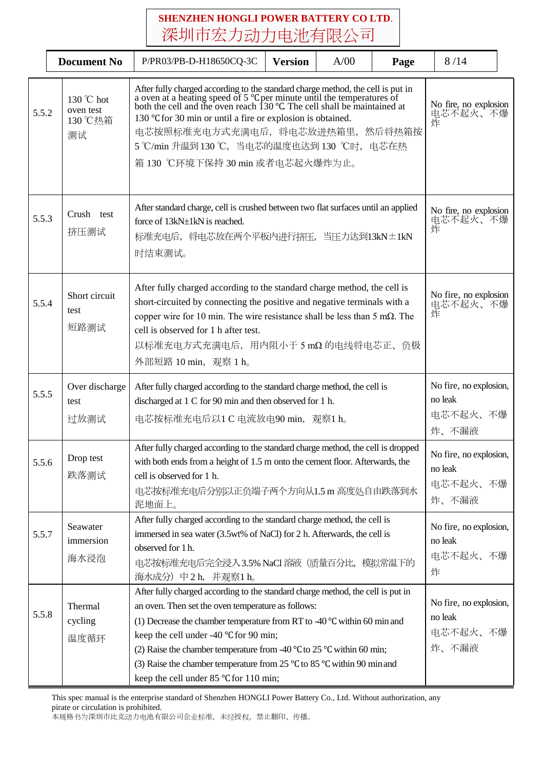| | | | |
|---|---|---|---|
| 5.5.2 | 130 ℃ hot oven test<br>130 ℃热箱测试 | After fully charged according to the standard charge method, the cell is put in a oven at a heating speed of 5 ℃per minute until the temperatures of both the cell and the oven reach 130 ℃. The cell shall be maintained at 130 ℃for 30 min or until a fire or explosion is obtained.<br>电芯按照标准充电方式充满电后，将电芯放进热箱里，然后将热箱按 5 ℃/min 升温到 130 ℃，当电芯的温度也达到 130 ℃时，电芯在热箱 130 ℃环境下保持 30 min 或者电芯起火爆炸为止。 | No fire, no explosion<br>电芯不起火、不爆炸 |
| 5.5.3 | Crush test<br>挤压测试 | After standard charge, cell is crushed between two flat surfaces until an applied force of 13kN±1kN is reached.<br>标准充电后，将电芯放在两个平板内进行挤压，当压力达到13kN±1kN 时结束测试。 | No fire, no explosion<br>电芯不起火、不爆炸 |
| 5.5.4 | Short circuit test<br>短路测试 | After fully charged according to the standard charge method, the cell is short-circuited by connecting the positive and negative terminals with a copper wire for 10 min. The wire resistance shall be less than 5 mΩ. The cell is observed for 1 h after test.<br>以标准充电方式充满电后，用内阻小于 5 mΩ 的电线将电芯正、负极外部短路 10 min，观察 1 h。 | No fire, no explosion<br>电芯不起火、不爆炸 |
| 5.5.5 | Over discharge test<br>过放测试 | After fully charged according to the standard charge method, the cell is discharged at 1 C for 90 min and then observed for 1 h.<br>电芯按标准充电后以1 C 电流放电90 min，观察1 h。 | No fire, no explosion, no leak<br>电芯不起火、不爆炸、不漏液 |
| 5.5.6 | Drop test<br>跌落测试 | After fully charged according to the standard charge method, the cell is dropped with both ends from a height of 1.5 m onto the cement floor. Afterwards, the cell is observed for 1 h.<br>电芯按标准充电后分别以正负端子两个方向从1.5 m 高度处自由跌落到水泥地面上。 | No fire, no explosion, no leak<br>电芯不起火、不爆炸、不漏液 |
| 5.5.7 | Seawater immersion<br>海水浸泡 | After fully charged according to the standard charge method, the cell is immersed in sea water (3.5wt% of NaCl) for 2 h. Afterwards, the cell is observed for 1 h.<br>电芯按标准充电后完全浸入3.5% NaCl 溶液（质量百分比，模拟常温下的海水成分）中2 h，并观察1 h。 | No fire, no explosion, no leak<br>电芯不起火、不爆炸 |
| 5.5.8 | Thermal cycling<br>温度循环 | After fully charged according to the standard charge method, the cell is put in an oven. Then set the oven temperature as follows:<br>(1) Decrease the chamber temperature from RT to -40 ℃within 60 min and keep the cell under -40 ℃for 90 min;<br>(2) Raise the chamber temperature from -40 ℃to 25 ℃within 60 min;<br>(3) Raise the chamber temperature from 25 ℃to 85 ℃within 90 min and keep the cell under 85 ℃for 110 min; | No fire, no explosion, no leak<br>电芯不起火、不爆炸、不漏液 |

This spec manual is the enterprise standard of Shenzhen HONGLI Power Battery Co., Ltd. Without authorization, any pirate or circulation is prohibited.
本规格书为深圳市比克动力电池有限公司企业标准，未经授权，禁止翻印、传播。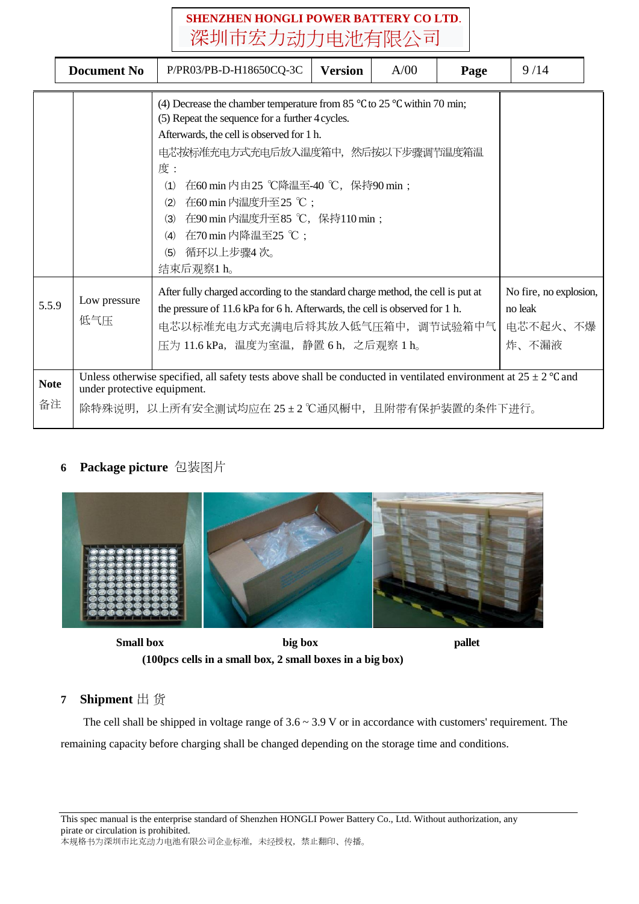| | | | |
|---|---|---|---|
| | | (4) Decrease the chamber temperature from 85 ℃to 25 ℃within 70 min;<br>(5) Repeat the sequence for a further 4 cycles.<br>Afterwards, the cell is observed for 1 h.<br>电芯按标准充电方式充电后放入温度箱中，然后按以下步骤调节温度箱温度：<br>⑴ 在60 min 内由25 ℃降温至-40 ℃，保持90 min；<br>⑵ 在60 min 内温度升至25 ℃；<br>⑶ 在90 min 内温度升至85 ℃，保持110 min；<br>⑷ 在70 min 内降温至25 ℃；<br>⑸ 循环以上步骤4 次。<br>结束后观察1 h。 | |
| 5.5.9 | Low pressure<br>低气压 | After fully charged according to the standard charge method, the cell is put at the pressure of 11.6 kPa for 6 h. Afterwards, the cell is observed for 1 h.<br>电芯以标准充电方式充满电后将其放入低气压箱中，调节试验箱中气压为 11.6 kPa，温度为室温，静置 6 h，之后观察 1 h。 | No fire, no explosion, no leak<br>电芯不起火、不爆炸、不漏液 |
| **Note**<br>备注 | Unless otherwise specified, all safety tests above shall be conducted in ventilated environment at 25 ± 2 ℃and under protective equipment.<br>除特殊说明，以上所有安全测试均应在 25 ± 2 ℃通风橱中，且附带有保护装置的条件下进行。 | | |

## 6 Package picture 包装图片

**Small box** **big box** **pallet**

**(100pcs cells in a small box, 2 small boxes in a big box)**

## 7 Shipment 出 货

The cell shall be shipped in voltage range of 3.6 ~ 3.9 V or in accordance with customers' requirement. The remaining capacity before charging shall be changed depending on the storage time and conditions.

This spec manual is the enterprise standard of Shenzhen HONGLI Power Battery Co., Ltd. Without authorization, any pirate or circulation is prohibited.
本规格书为深圳市比克动力电池有限公司企业标准，未经授权，禁止翻印、传播。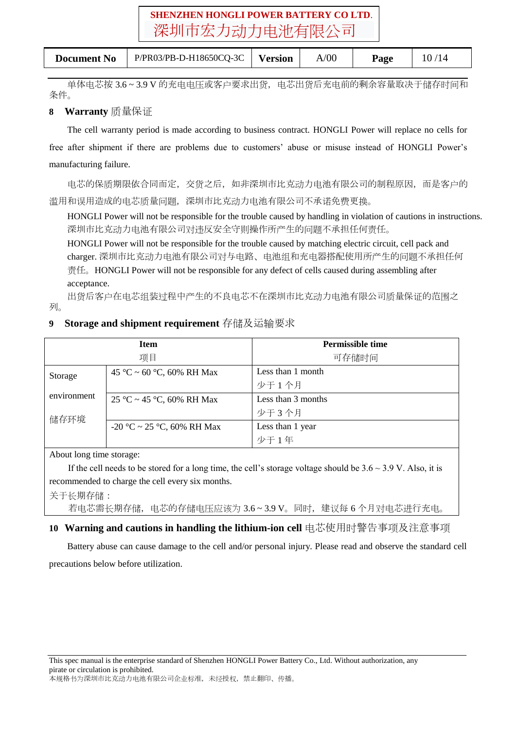单体电芯按 3.6 ~ 3.9 V 的充电电压或客户要求出货，电芯出货后充电前的剩余容量取决于储存时间和条件。

## 8 Warranty 质量保证

The cell warranty period is made according to business contract. HONGLI Power will replace no cells for free after shipment if there are problems due to customers' abuse or misuse instead of HONGLI Power's manufacturing failure.

电芯的保质期限依合同而定，交货之后，如非深圳市比克动力电池有限公司的制程原因，而是客户的滥用和误用造成的电芯质量问题，深圳市比克动力电池有限公司不承诺免费更换。

HONGLI Power will not be responsible for the trouble caused by handling in violation of cautions in instructions. 深圳市比克动力电池有限公司对违反安全守则操作所产生的问题不承担任何责任。

HONGLI Power will not be responsible for the trouble caused by matching electric circuit, cell pack and charger. 深圳市比克动力电池有限公司对与电路、电池组和充电器搭配使用所产生的问题不承担任何责任。HONGLI Power will not be responsible for any defect of cells caused during assembling after acceptance.

出货后客户在电芯组装过程中产生的不良电芯不在深圳市比克动力电池有限公司质量保证的范围之列。

## 9 Storage and shipment requirement 存储及运输要求

| Item<br>项目 | | Permissible time<br>可存储时间 |
|---|---|---|
| Storage<br>environment<br>储存环境 | 45 °C ~ 60 °C, 60% RH Max | Less than 1 month<br>少于 1 个月 |
| | 25 °C ~ 45 °C, 60% RH Max | Less than 3 months<br>少于 3 个月 |
| | -20 °C ~ 25 °C, 60% RH Max | Less than 1 year<br>少于 1 年 |

About long time storage:

If the cell needs to be stored for a long time, the cell's storage voltage should be 3.6 ~ 3.9 V. Also, it is recommended to charge the cell every six months.

关于长期存储：

若电芯需长期存储，电芯的存储电压应该为 3.6 ~ 3.9 V。同时，建议每 6 个月对电芯进行充电。

## 10 Warning and cautions in handling the lithium-ion cell 电芯使用时警告事项及注意事项

Battery abuse can cause damage to the cell and/or personal injury. Please read and observe the standard cell precautions below before utilization.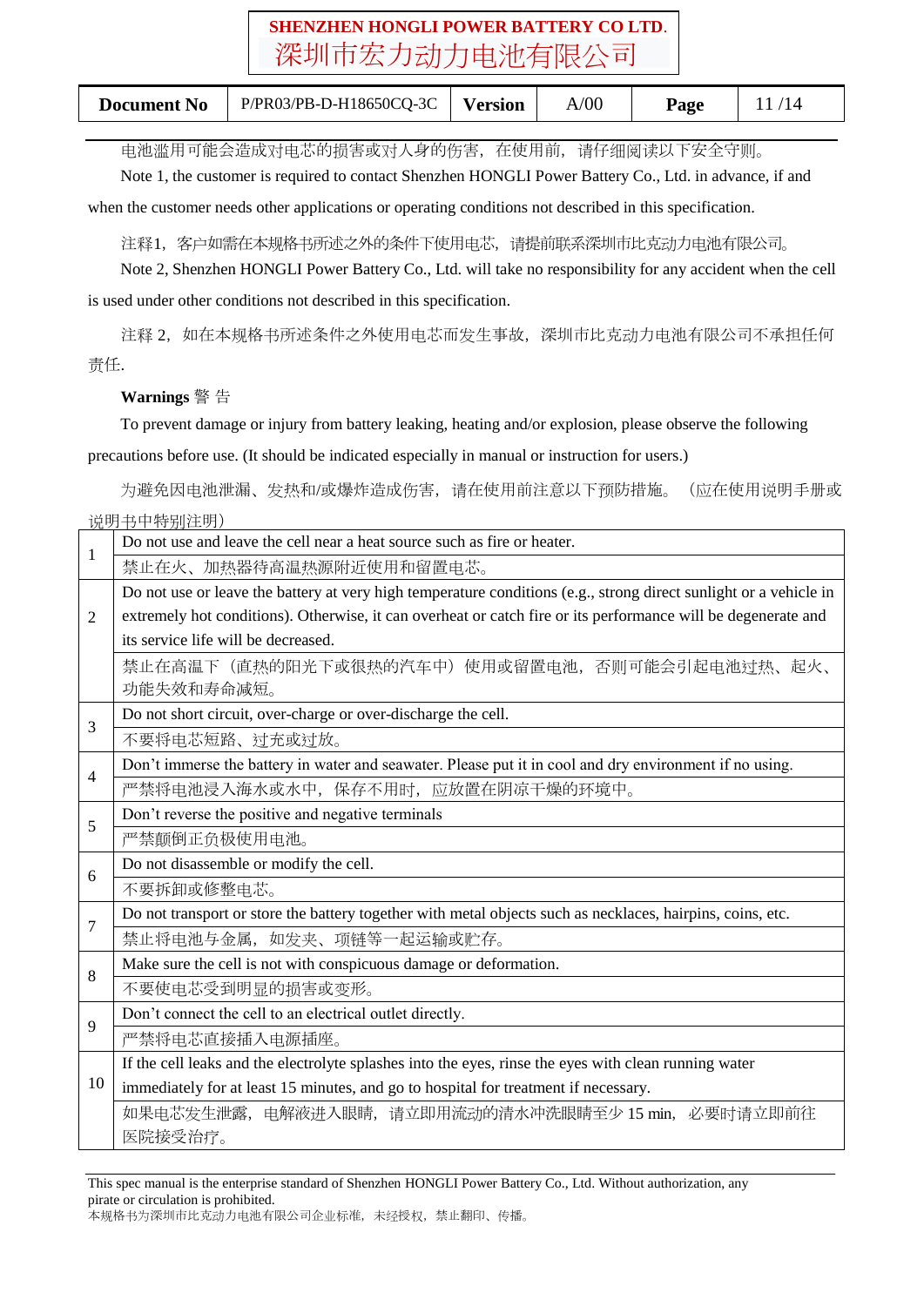电池滥用可能会造成对电芯的损害或对人身的伤害，在使用前，请仔细阅读以下安全守则。

Note 1, the customer is required to contact Shenzhen HONGLI Power Battery Co., Ltd. in advance, if and when the customer needs other applications or operating conditions not described in this specification.

注释1，客户如需在本规格书所述之外的条件下使用电芯，请提前联系深圳市比克动力电池有限公司。

Note 2, Shenzhen HONGLI Power Battery Co., Ltd. will take no responsibility for any accident when the cell is used under other conditions not described in this specification.

注释 2，如在本规格书所述条件之外使用电芯而发生事故，深圳市比克动力电池有限公司不承担任何责任.

**Warnings** 警 告

To prevent damage or injury from battery leaking, heating and/or explosion, please observe the following precautions before use. (It should be indicated especially in manual or instruction for users.)

为避免因电池泄漏、发热和/或爆炸造成伤害，请在使用前注意以下预防措施。（应在使用说明手册或说明书中特别注明）

| | |
|---|---|
| 1 | Do not use and leave the cell near a heat source such as fire or heater.<br>禁止在火、加热器待高温热源附近使用和留置电芯。 |
| 2 | Do not use or leave the battery at very high temperature conditions (e.g., strong direct sunlight or a vehicle in extremely hot conditions). Otherwise, it can overheat or catch fire or its performance will be degenerate and its service life will be decreased.<br>禁止在高温下（直热的阳光下或很热的汽车中）使用或留置电池，否则可能会引起电池过热、起火、功能失效和寿命减短。 |
| 3 | Do not short circuit, over-charge or over-discharge the cell.<br>不要将电芯短路、过充或过放。 |
| 4 | Don’t immerse the battery in water and seawater. Please put it in cool and dry environment if no using.<br>严禁将电池浸入海水或水中，保存不用时，应放置在阴凉干燥的环境中。 |
| 5 | Don’t reverse the positive and negative terminals<br>严禁颠倒正负极使用电池。 |
| 6 | Do not disassemble or modify the cell.<br>不要拆卸或修整电芯。 |
| 7 | Do not transport or store the battery together with metal objects such as necklaces, hairpins, coins, etc.<br>禁止将电池与金属，如发夹、项链等一起运输或贮存。 |
| 8 | Make sure the cell is not with conspicuous damage or deformation.<br>不要使电芯受到明显的损害或变形。 |
| 9 | Don’t connect the cell to an electrical outlet directly.<br>严禁将电芯直接插入电源插座。 |
| 10 | If the cell leaks and the electrolyte splashes into the eyes, rinse the eyes with clean running water immediately for at least 15 minutes, and go to hospital for treatment if necessary.<br>如果电芯发生泄露，电解液进入眼睛，请立即用流动的清水冲洗眼睛至少 15 min，必要时请立即前往医院接受治疗。 |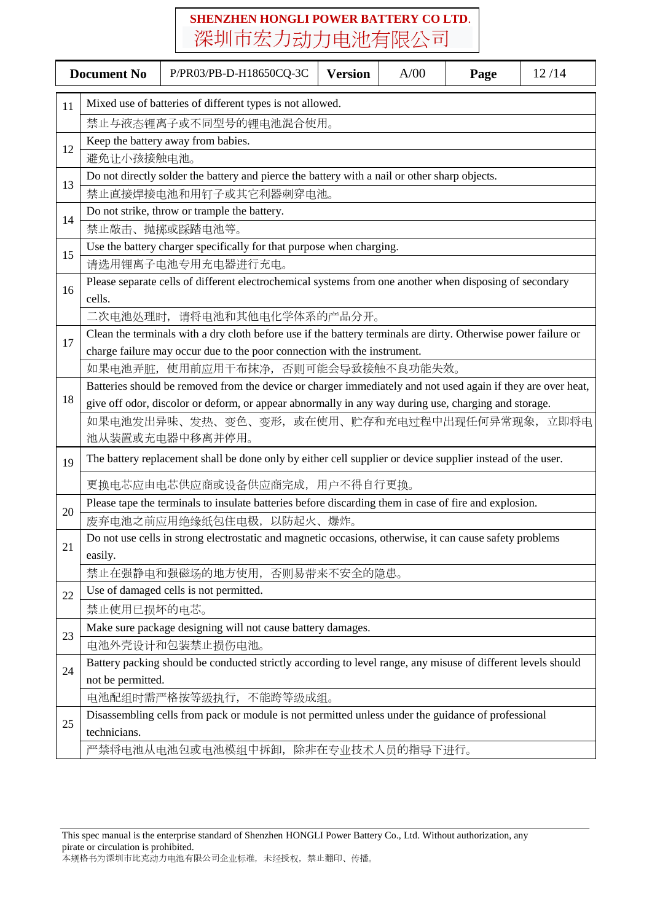| | |
|---|---|
| 11 | Mixed use of batteries of different types is not allowed. |
| | 禁止与液态锂离子或不同型号的锂电池混合使用。 |
| 12 | Keep the battery away from babies. |
| | 避免让小孩接触电池。 |
| 13 | Do not directly solder the battery and pierce the battery with a nail or other sharp objects. |
| | 禁止直接焊接电池和用钉子或其它利器刺穿电池。 |
| 14 | Do not strike, throw or trample the battery. |
| | 禁止敲击、抛掷或踩踏电池等。 |
| 15 | Use the battery charger specifically for that purpose when charging. |
| | 请选用锂离子电池专用充电器进行充电。 |
| 16 | Please separate cells of different electrochemical systems from one another when disposing of secondary cells. |
| | 二次电池处理时，请将电池和其他电化学体系的产品分开。 |
| 17 | Clean the terminals with a dry cloth before use if the battery terminals are dirty. Otherwise power failure or charge failure may occur due to the poor connection with the instrument. |
| | 如果电池弄脏，使用前应用干布抹净，否则可能会导致接触不良功能失效。 |
| 18 | Batteries should be removed from the device or charger immediately and not used again if they are over heat, give off odor, discolor or deform, or appear abnormally in any way during use, charging and storage. |
| | 如果电池发出异味、发热、变色、变形，或在使用、贮存和充电过程中出现任何异常现象，立即将电池从装置或充电器中移离并停用。 |
| 19 | The battery replacement shall be done only by either cell supplier or device supplier instead of the user. |
| | 更换电芯应由电芯供应商或设备供应商完成，用户不得自行更换。 |
| 20 | Please tape the terminals to insulate batteries before discarding them in case of fire and explosion. |
| | 废弃电池之前应用绝缘纸包住电极，以防起火、爆炸。 |
| 21 | Do not use cells in strong electrostatic and magnetic occasions, otherwise, it can cause safety problems easily. |
| | 禁止在强静电和强磁场的地方使用，否则易带来不安全的隐患。 |
| 22 | Use of damaged cells is not permitted. |
| | 禁止使用已损坏的电芯。 |
| 23 | Make sure package designing will not cause battery damages. |
| | 电池外壳设计和包装禁止损伤电池。 |
| 24 | Battery packing should be conducted strictly according to level range, any misuse of different levels should not be permitted. |
| | 电池配组时需严格按等级执行，不能跨等级成组。 |
| 25 | Disassembling cells from pack or module is not permitted unless under the guidance of professional technicians. |
| | 严禁将电池从电池包或电池模组中拆卸，除非在专业技术人员的指导下进行。 |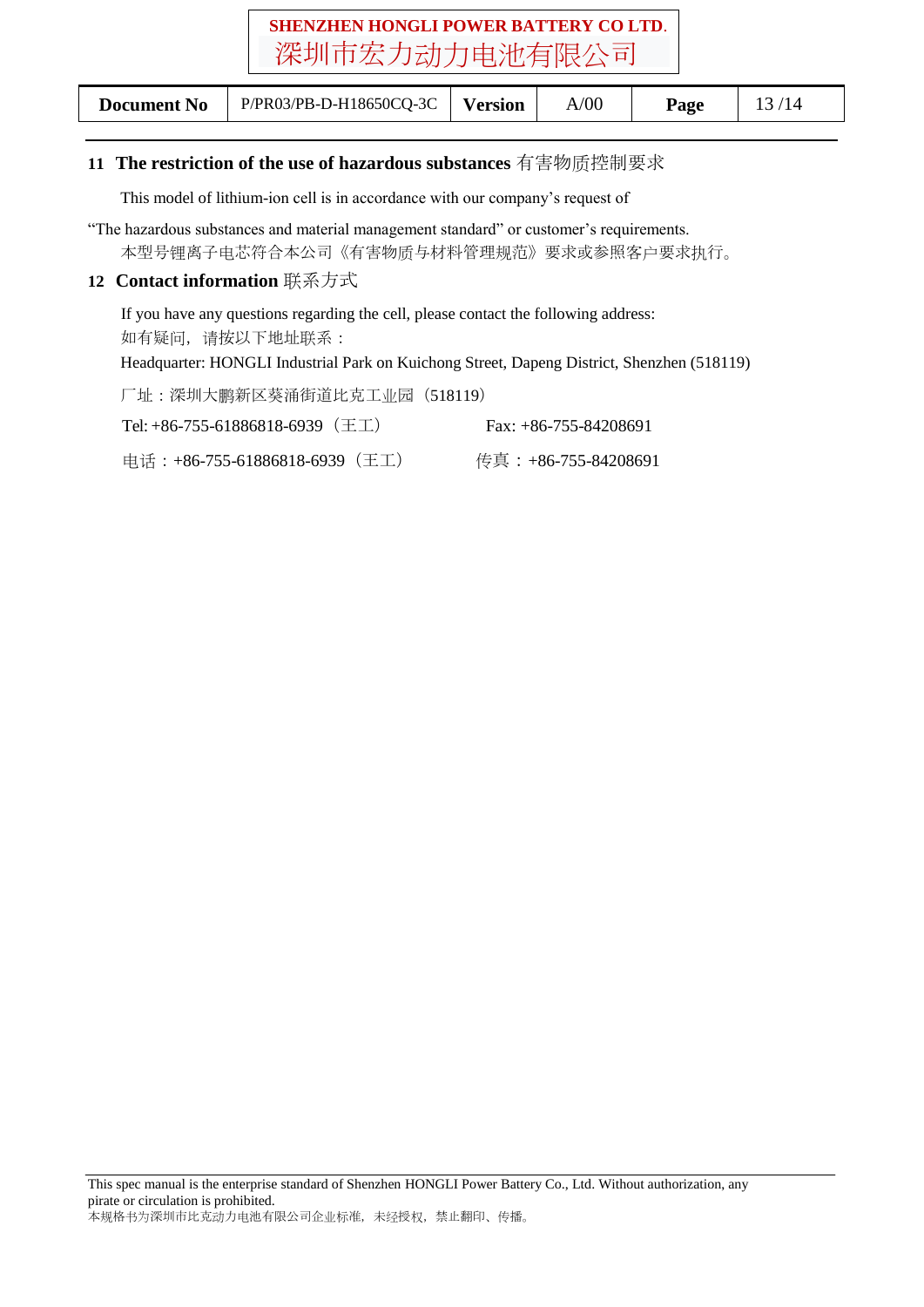## 11 The restriction of the use of hazardous substances 有害物质控制要求

This model of lithium-ion cell is in accordance with our company's request of "The hazardous substances and material management standard" or customer's requirements.

本型号锂离子电芯符合本公司《有害物质与材料管理规范》要求或参照客户要求执行。

## 12 Contact information 联系方式

If you have any questions regarding the cell, please contact the following address:

如有疑问，请按以下地址联系：

Headquarter: HONGLI Industrial Park on Kuichong Street, Dapeng District, Shenzhen (518119)

厂址：深圳大鹏新区葵涌街道比克工业园（518119）

Tel: +86-755-61886818-6939（王工）　　Fax: +86-755-84208691

电话：+86-755-61886818-6939（王工）　　传真：+86-755-84208691

This spec manual is the enterprise standard of Shenzhen HONGLI Power Battery Co., Ltd. Without authorization, any pirate or circulation is prohibited.

本规格书为深圳市比克动力电池有限公司企业标准，未经授权，禁止翻印、传播。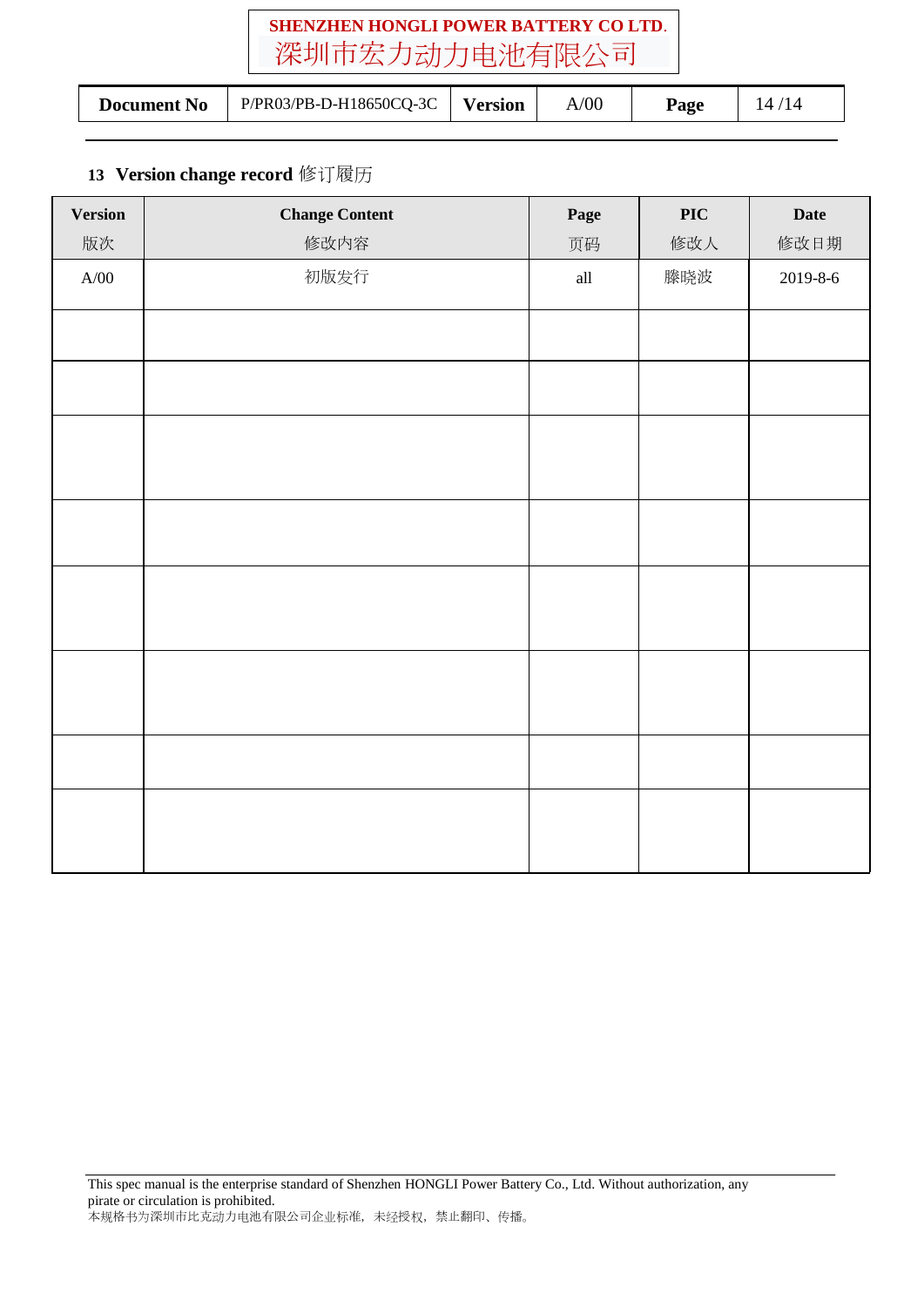## 13 Version change record 修订履历

| Version<br>版次 | Change Content<br>修改内容 | Page<br>页码 | PIC<br>修改人 | Date<br>修改日期 |
|---|---|---|---|---|
| A/00 | 初版发行 | all | 滕晓波 | 2019-8-6 |
| | | | | |
| | | | | |
| | | | | |
| | | | | |
| | | | | |
| | | | | |
| | | | | |
| | | | | |

This spec manual is the enterprise standard of Shenzhen HONGLI Power Battery Co., Ltd. Without authorization, any pirate or circulation is prohibited.
本规格书为深圳市比克动力电池有限公司企业标准，未经授权，禁止翻印、传播。